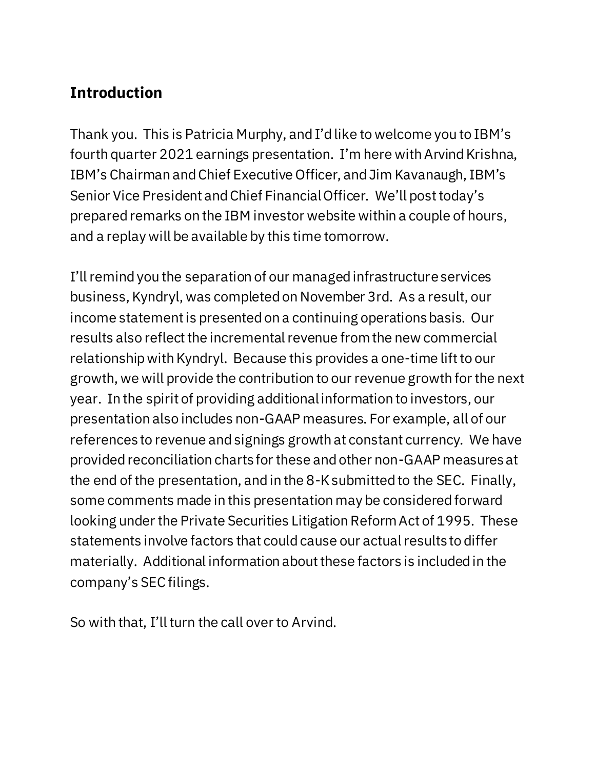## Introduction

Thank you. This is Patricia Murphy, and I'd like to welcome you to IBM's fourth quarter 2021 earnings presentation. I'm here with Arvind Krishna, IBM's Chairman and Chief Executive Officer, and Jim Kavanaugh, IBM's Senior Vice President and Chief Financial Officer. We'll post today's prepared remarks on the IBM investor website within a couple of hours, and a replay will be available by this time tomorrow.

I'll remind you the separation of our managed infrastructure services business, Kyndryl, was completed on November 3rd. As a result, our income statement is presented on a continuing operations basis. Our results also reflect the incremental revenue from the new commercial relationship with Kyndryl. Because this provides a one-time lift to our growth, we will provide the contribution to our revenue growth for the next year. In the spirit of providing additional information to investors, our presentation also includes non-GAAP measures. For example, all of our references to revenue and signings growth at constant currency. We have provided reconciliation charts for these and other non-GAAP measures at the end of the presentation, and in the 8-K submitted to the SEC. Finally, some comments made in this presentation may be considered forward looking under the Private Securities Litigation Reform Act of 1995. These statements involve factors that could cause our actual results to differ materially. Additional information about these factors is included in the company's SEC filings.

So with that, I'll turn the call over to Arvind.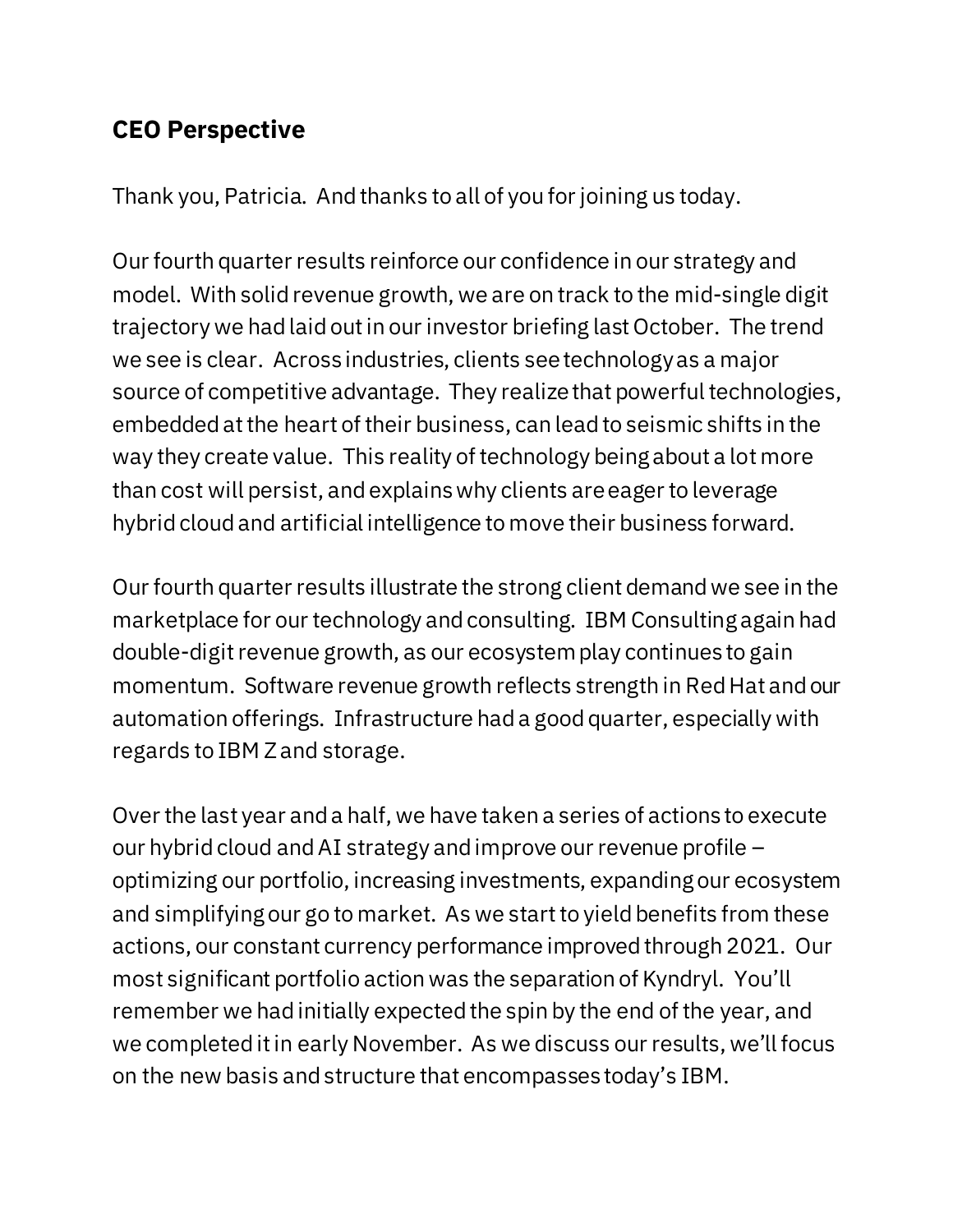## CEO Perspective

Thank you, Patricia. And thanks to all of you for joining us today.

Our fourth quarter results reinforce our confidence in our strategy and model. With solid revenue growth, we are on track to the mid-single digit trajectory we had laid out in our investor briefing last October. The trend we see is clear. Across industries, clients see technology as a major source of competitive advantage. They realize that powerful technologies, embedded at the heart of their business, can lead to seismic shifts in the way they create value. This reality of technology being about a lot more than cost will persist, and explains why clients are eager to leverage hybrid cloud and artificial intelligence to move their business forward.

Our fourth quarter results illustrate the strong client demand we see in the marketplace for our technology and consulting. IBM Consulting again had double-digit revenue growth, as our ecosystem play continues to gain momentum. Software revenue growth reflects strength in Red Hat and our automation offerings. Infrastructure had a good quarter, especially with regards to IBM Z and storage.

Over the last year and a half, we have taken a series of actions to execute our hybrid cloud and AI strategy and improve our revenue profile – optimizing our portfolio, increasing investments, expanding our ecosystem and simplifying our go to market. As we start to yield benefits from these actions, our constant currency performance improved through 2021. Our most significant portfolio action was the separation of Kyndryl. You'll remember we had initially expected the spin by the end of the year, and we completed it in early November. As we discuss our results, we'll focus on the new basis and structure that encompasses today's IBM.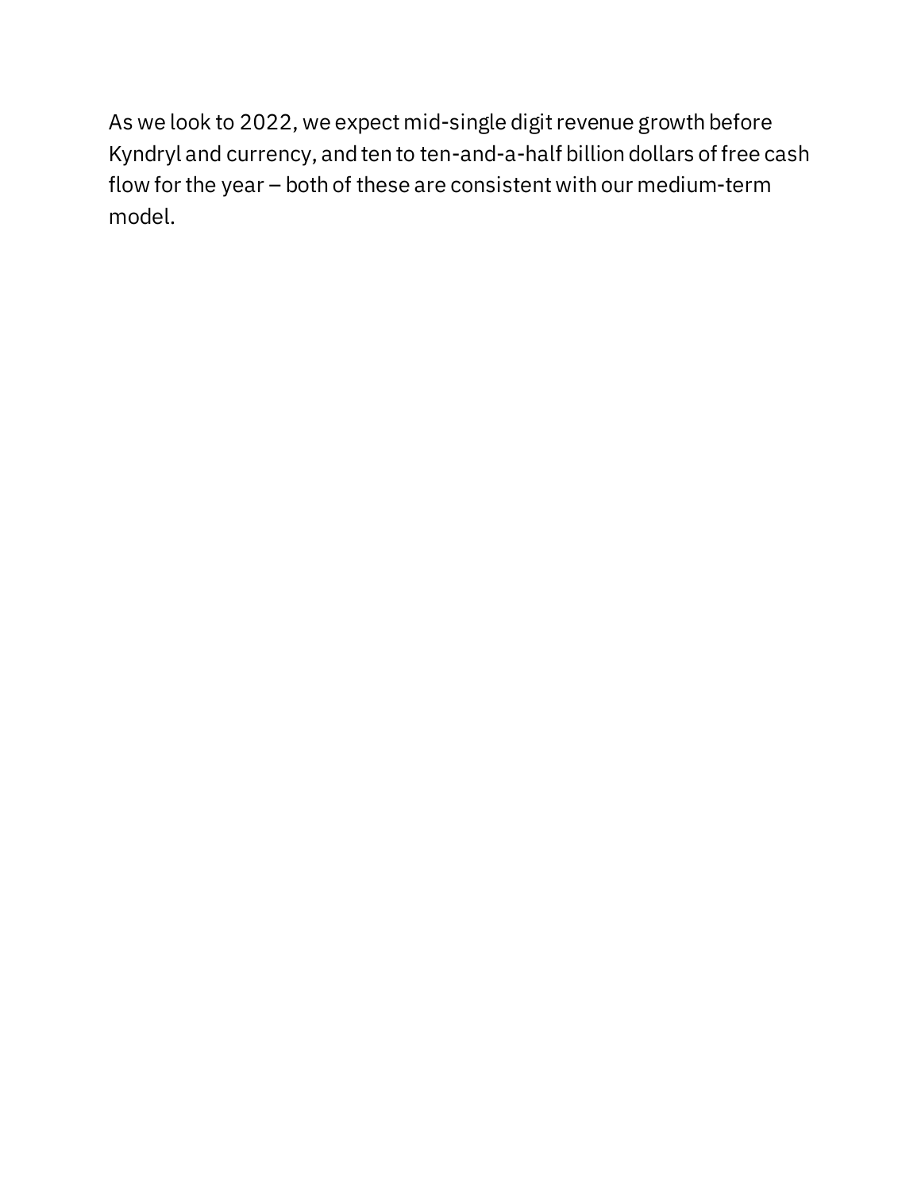As we look to 2022, we expect mid-single digit revenue growth before Kyndryl and currency, and ten to ten-and-a-half billion dollars of free cash flow for the year – both of these are consistent with our medium-term model.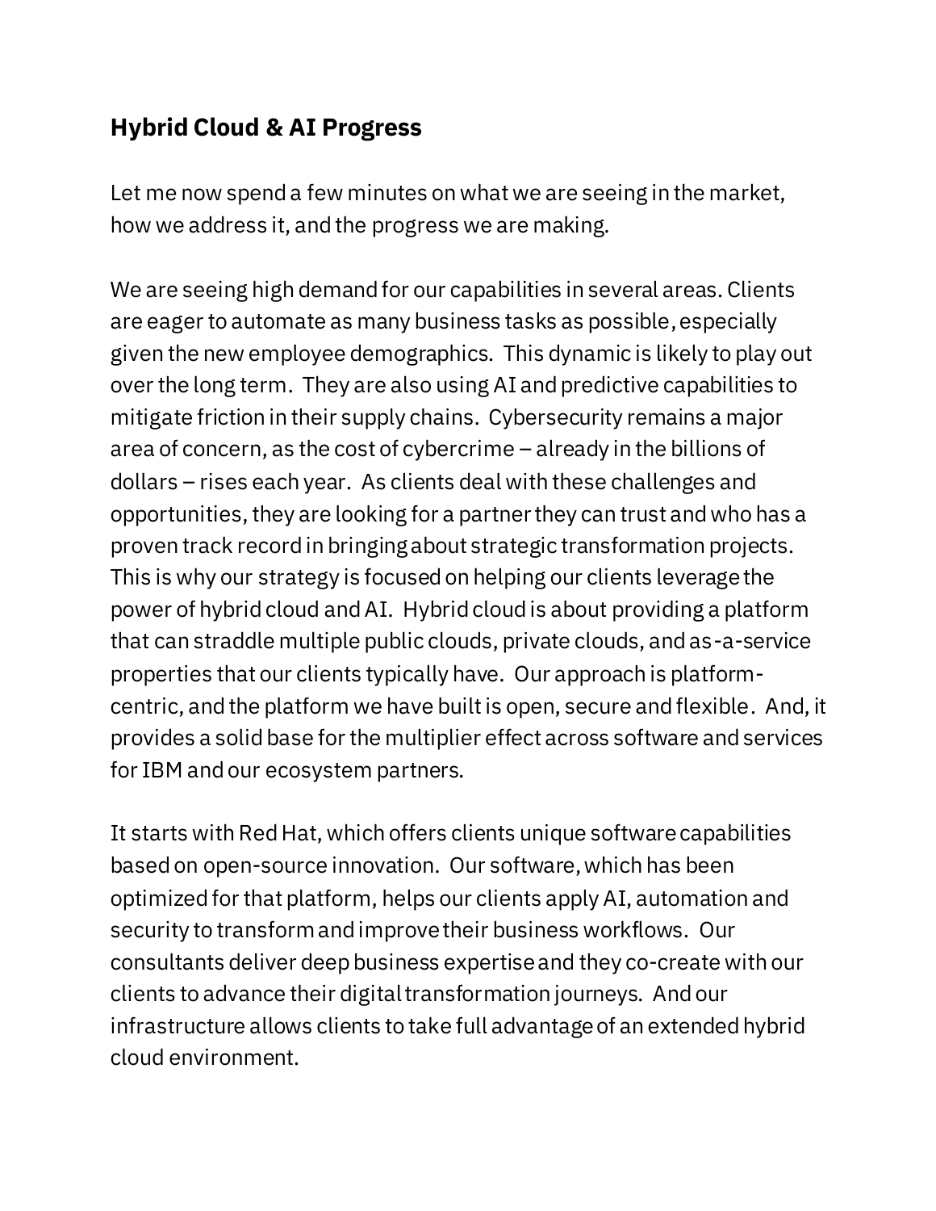## Hybrid Cloud & AI Progress

Let me now spend a few minutes on what we are seeing in the market, how we address it, and the progress we are making.

We are seeing high demand for our capabilities in several areas. Clients are eager to automate as many business tasks as possible, especially given the new employee demographics. This dynamic is likely to play out over the long term. They are also using AI and predictive capabilities to mitigate friction in their supply chains. Cybersecurity remains a major area of concern, as the cost of cybercrime – already in the billions of dollars – rises each year. As clients deal with these challenges and opportunities, they are looking for a partner they can trust and who has a proven track record in bringing about strategic transformation projects. This is why our strategy is focused on helping our clients leverage the power of hybrid cloud and AI. Hybrid cloud is about providing a platform that can straddle multiple public clouds, private clouds, and as-a-service properties that our clients typically have. Our approach is platform-centric, and the platform we have built is open, secure and flexible. And, it provides a solid base for the multiplier effect across software and services for IBM and our ecosystem partners.

It starts with Red Hat, which offers clients unique software capabilities based on open-source innovation. Our software, which has been optimized for that platform, helps our clients apply AI, automation and security to transform and improve their business workflows. Our consultants deliver deep business expertise and they co-create with our clients to advance their digital transformation journeys. And our infrastructure allows clients to take full advantage of an extended hybrid cloud environment.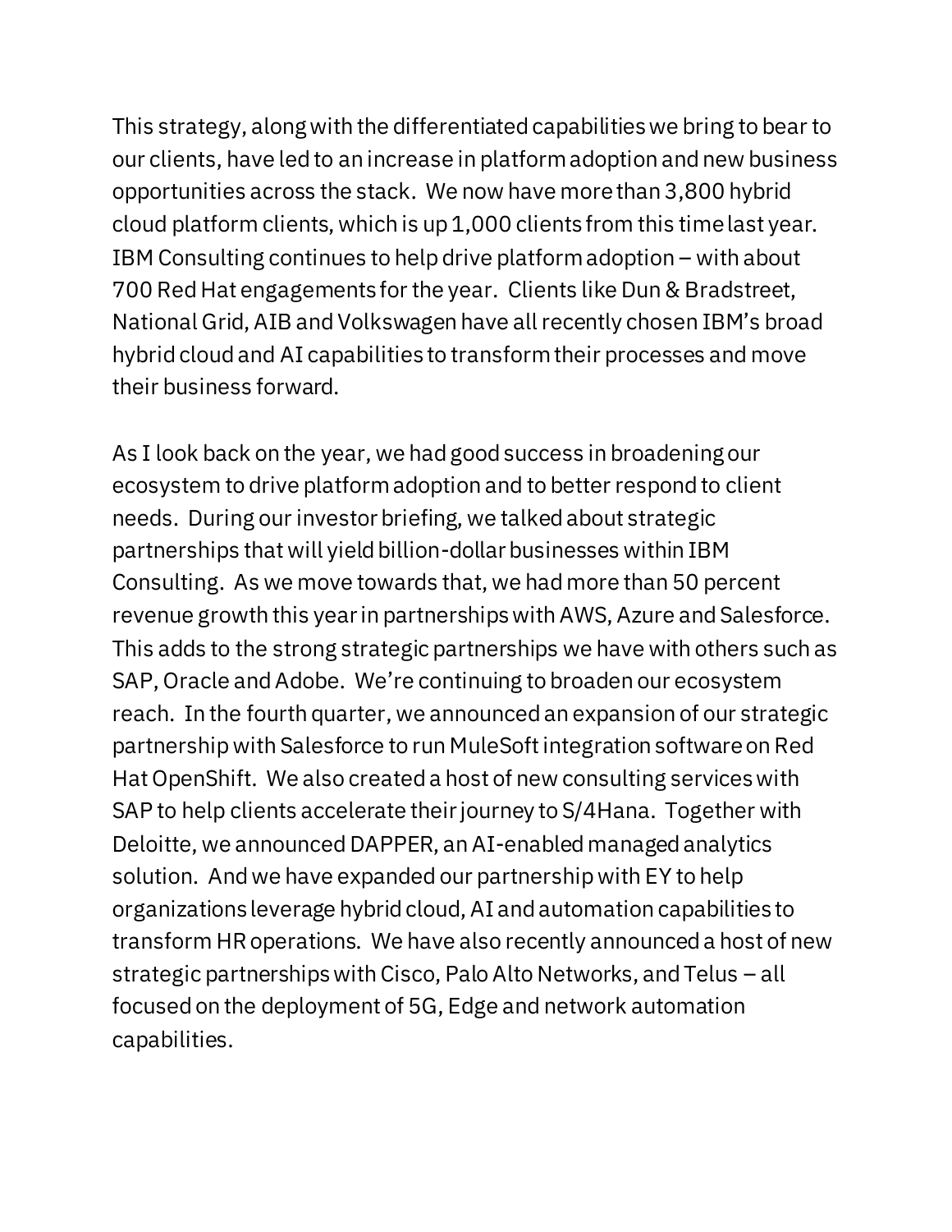This strategy, along with the differentiated capabilities we bring to bear to our clients, have led to an increase in platform adoption and new business opportunities across the stack. We now have more than 3,800 hybrid cloud platform clients, which is up 1,000 clients from this time last year. IBM Consulting continues to help drive platform adoption – with about 700 Red Hat engagements for the year. Clients like Dun & Bradstreet, National Grid, AIB and Volkswagen have all recently chosen IBM's broad hybrid cloud and AI capabilities to transform their processes and move their business forward.

As I look back on the year, we had good success in broadening our ecosystem to drive platform adoption and to better respond to client needs. During our investor briefing, we talked about strategic partnerships that will yield billion-dollar businesses within IBM Consulting. As we move towards that, we had more than 50 percent revenue growth this year in partnerships with AWS, Azure and Salesforce. This adds to the strong strategic partnerships we have with others such as SAP, Oracle and Adobe. We're continuing to broaden our ecosystem reach. In the fourth quarter, we announced an expansion of our strategic partnership with Salesforce to run MuleSoft integration software on Red Hat OpenShift. We also created a host of new consulting services with SAP to help clients accelerate their journey to S/4Hana. Together with Deloitte, we announced DAPPER, an AI-enabled managed analytics solution. And we have expanded our partnership with EY to help organizations leverage hybrid cloud, AI and automation capabilities to transform HR operations. We have also recently announced a host of new strategic partnerships with Cisco, Palo Alto Networks, and Telus – all focused on the deployment of 5G, Edge and network automation capabilities.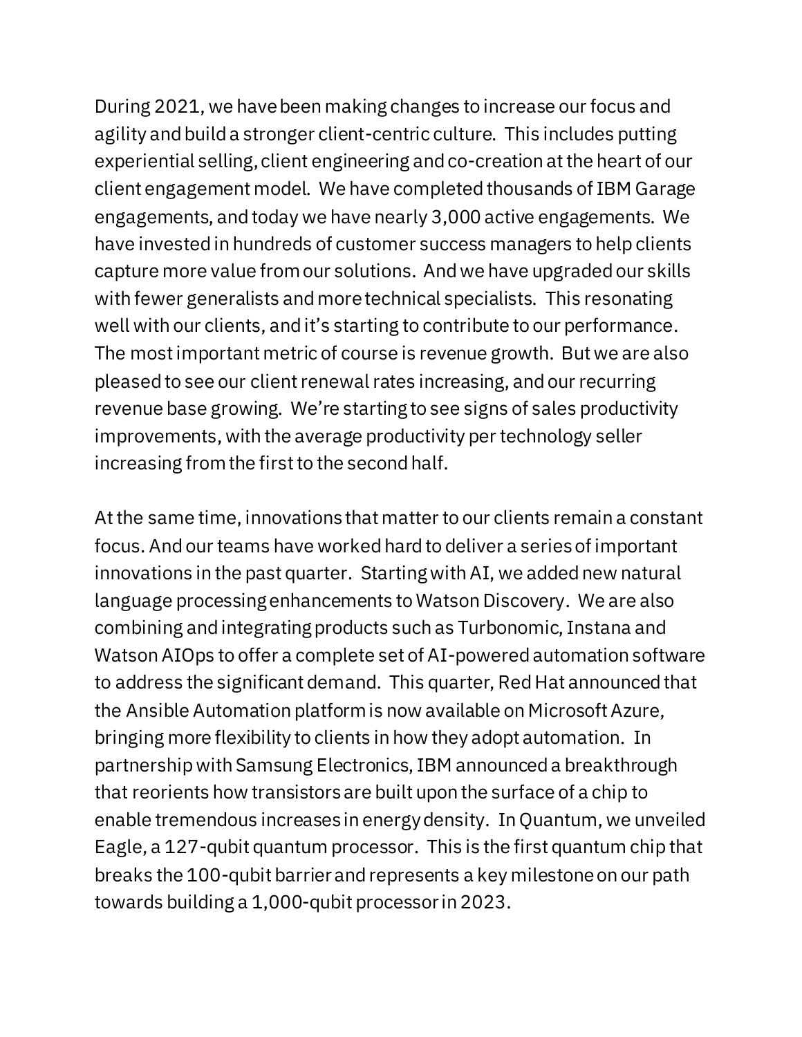During 2021, we have been making changes to increase our focus and agility and build a stronger client-centric culture. This includes putting experiential selling, client engineering and co-creation at the heart of our client engagement model. We have completed thousands of IBM Garage engagements, and today we have nearly 3,000 active engagements. We have invested in hundreds of customer success managers to help clients capture more value from our solutions. And we have upgraded our skills with fewer generalists and more technical specialists. This resonating well with our clients, and it's starting to contribute to our performance. The most important metric of course is revenue growth. But we are also pleased to see our client renewal rates increasing, and our recurring revenue base growing. We're starting to see signs of sales productivity improvements, with the average productivity per technology seller increasing from the first to the second half.

At the same time, innovations that matter to our clients remain a constant focus. And our teams have worked hard to deliver a series of important innovations in the past quarter. Starting with AI, we added new natural language processing enhancements to Watson Discovery. We are also combining and integrating products such as Turbonomic, Instana and Watson AIOps to offer a complete set of AI-powered automation software to address the significant demand. This quarter, Red Hat announced that the Ansible Automation platform is now available on Microsoft Azure, bringing more flexibility to clients in how they adopt automation. In partnership with Samsung Electronics, IBM announced a breakthrough that reorients how transistors are built upon the surface of a chip to enable tremendous increases in energy density. In Quantum, we unveiled Eagle, a 127-qubit quantum processor. This is the first quantum chip that breaks the 100-qubit barrier and represents a key milestone on our path towards building a 1,000-qubit processor in 2023.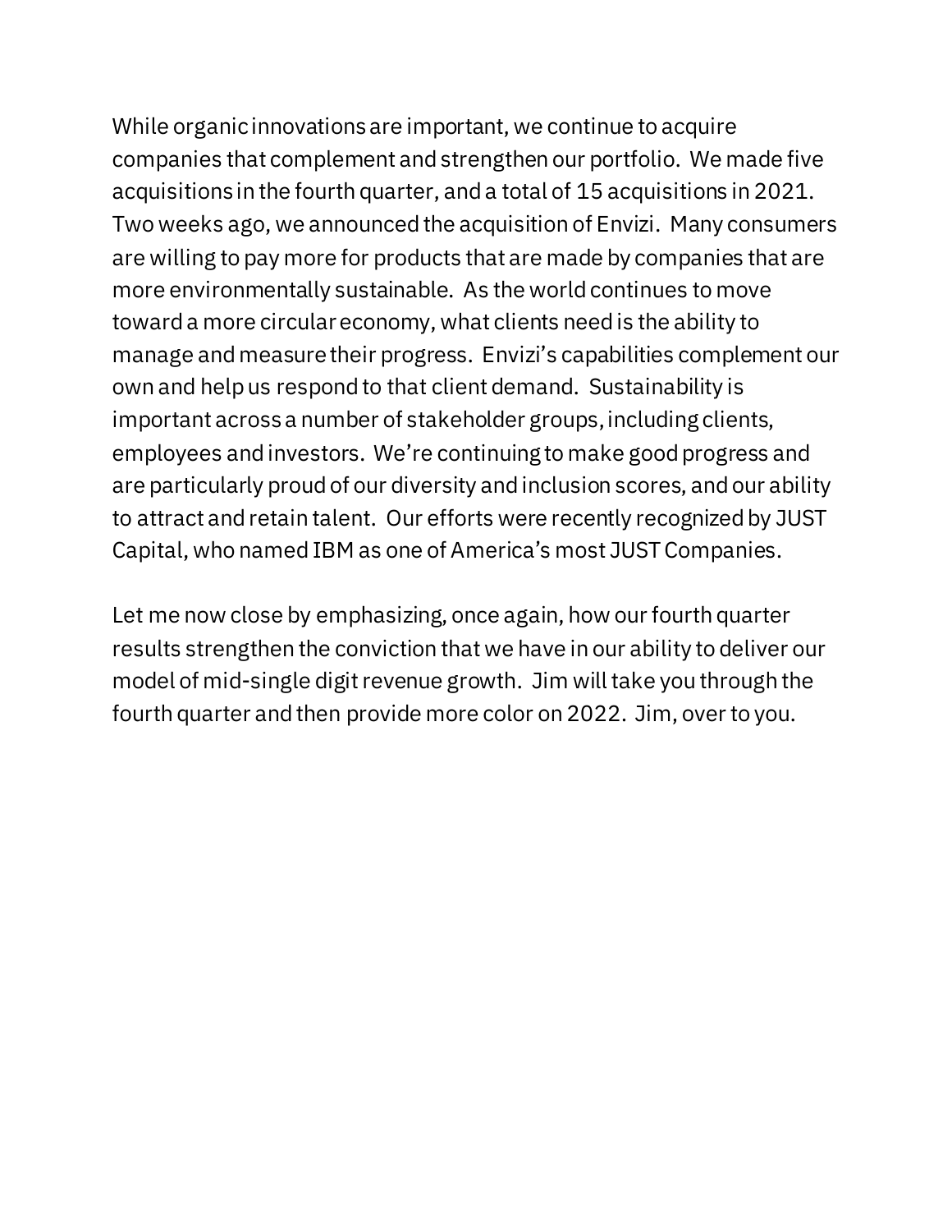While organic innovations are important, we continue to acquire companies that complement and strengthen our portfolio. We made five acquisitions in the fourth quarter, and a total of 15 acquisitions in 2021. Two weeks ago, we announced the acquisition of Envizi. Many consumers are willing to pay more for products that are made by companies that are more environmentally sustainable. As the world continues to move toward a more circular economy, what clients need is the ability to manage and measure their progress. Envizi's capabilities complement our own and help us respond to that client demand. Sustainability is important across a number of stakeholder groups, including clients, employees and investors. We're continuing to make good progress and are particularly proud of our diversity and inclusion scores, and our ability to attract and retain talent. Our efforts were recently recognized by JUST Capital, who named IBM as one of America's most JUST Companies.

Let me now close by emphasizing, once again, how our fourth quarter results strengthen the conviction that we have in our ability to deliver our model of mid-single digit revenue growth. Jim will take you through the fourth quarter and then provide more color on 2022. Jim, over to you.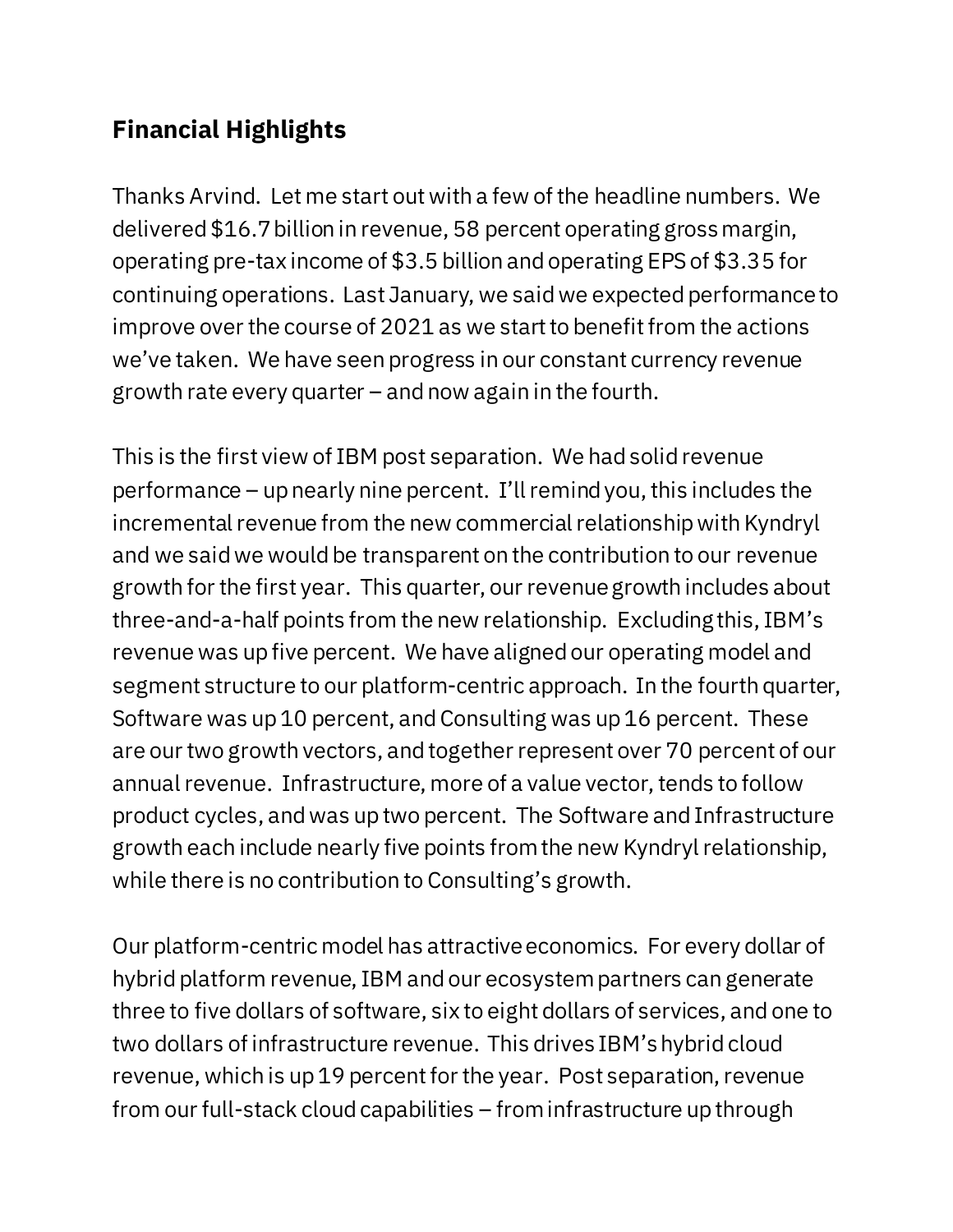## Financial Highlights

Thanks Arvind. Let me start out with a few of the headline numbers. We delivered $16.7 billion in revenue, 58 percent operating gross margin, operating pre-tax income of $3.5 billion and operating EPS of $3.35 for continuing operations. Last January, we said we expected performance to improve over the course of 2021 as we start to benefit from the actions we've taken. We have seen progress in our constant currency revenue growth rate every quarter – and now again in the fourth.

This is the first view of IBM post separation. We had solid revenue performance – up nearly nine percent. I'll remind you, this includes the incremental revenue from the new commercial relationship with Kyndryl and we said we would be transparent on the contribution to our revenue growth for the first year. This quarter, our revenue growth includes about three-and-a-half points from the new relationship. Excluding this, IBM's revenue was up five percent. We have aligned our operating model and segment structure to our platform-centric approach. In the fourth quarter, Software was up 10 percent, and Consulting was up 16 percent. These are our two growth vectors, and together represent over 70 percent of our annual revenue. Infrastructure, more of a value vector, tends to follow product cycles, and was up two percent. The Software and Infrastructure growth each include nearly five points from the new Kyndryl relationship, while there is no contribution to Consulting's growth.

Our platform-centric model has attractive economics. For every dollar of hybrid platform revenue, IBM and our ecosystem partners can generate three to five dollars of software, six to eight dollars of services, and one to two dollars of infrastructure revenue. This drives IBM's hybrid cloud revenue, which is up 19 percent for the year. Post separation, revenue from our full-stack cloud capabilities – from infrastructure up through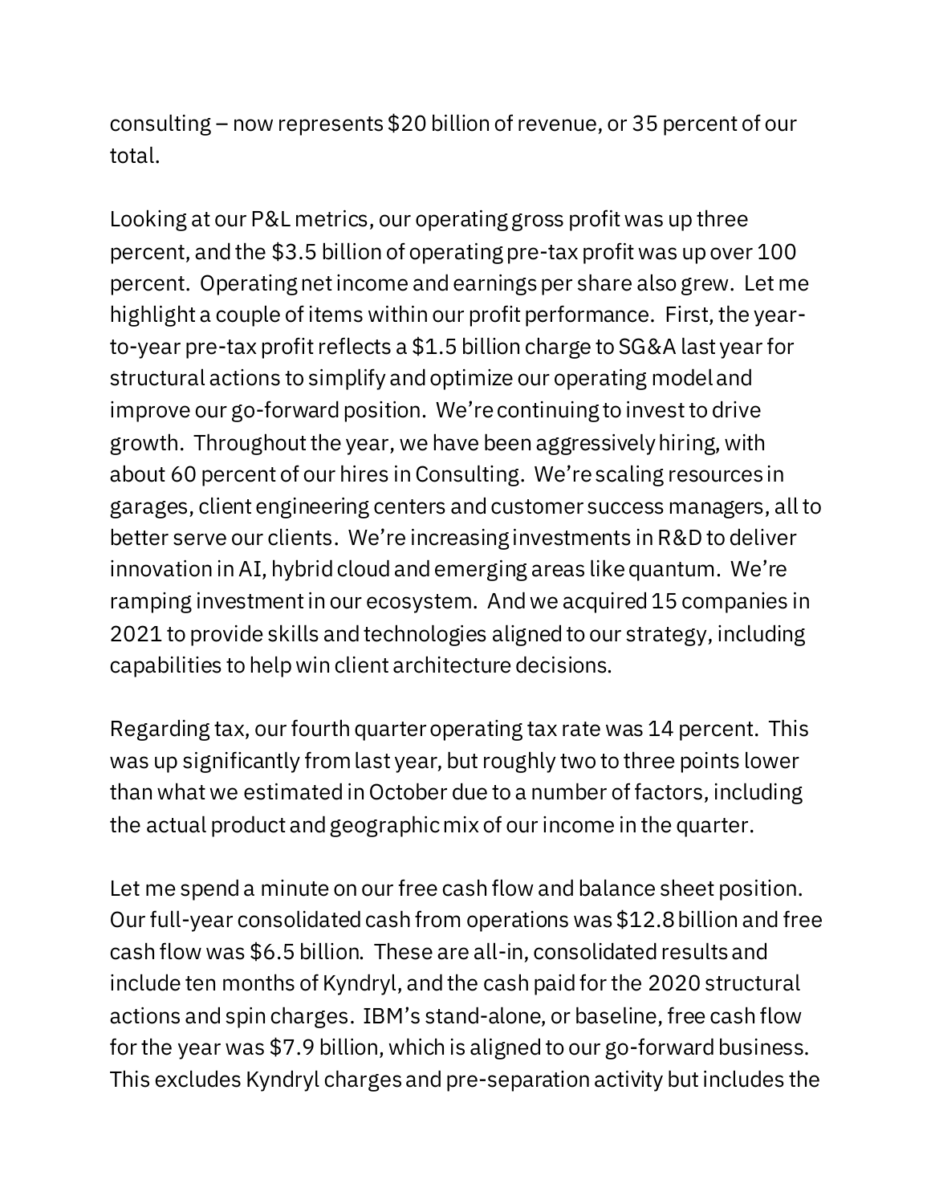consulting – now represents $20 billion of revenue, or 35 percent of our total.

Looking at our P&L metrics, our operating gross profit was up three percent, and the $3.5 billion of operating pre-tax profit was up over 100 percent. Operating net income and earnings per share also grew. Let me highlight a couple of items within our profit performance. First, the year-to-year pre-tax profit reflects a $1.5 billion charge to SG&A last year for structural actions to simplify and optimize our operating model and improve our go-forward position. We're continuing to invest to drive growth. Throughout the year, we have been aggressively hiring, with about 60 percent of our hires in Consulting. We're scaling resources in garages, client engineering centers and customer success managers, all to better serve our clients. We're increasing investments in R&D to deliver innovation in AI, hybrid cloud and emerging areas like quantum. We're ramping investment in our ecosystem. And we acquired 15 companies in 2021 to provide skills and technologies aligned to our strategy, including capabilities to help win client architecture decisions.

Regarding tax, our fourth quarter operating tax rate was 14 percent. This was up significantly from last year, but roughly two to three points lower than what we estimated in October due to a number of factors, including the actual product and geographic mix of our income in the quarter.

Let me spend a minute on our free cash flow and balance sheet position. Our full-year consolidated cash from operations was $12.8 billion and free cash flow was $6.5 billion. These are all-in, consolidated results and include ten months of Kyndryl, and the cash paid for the 2020 structural actions and spin charges. IBM's stand-alone, or baseline, free cash flow for the year was $7.9 billion, which is aligned to our go-forward business. This excludes Kyndryl charges and pre-separation activity but includes the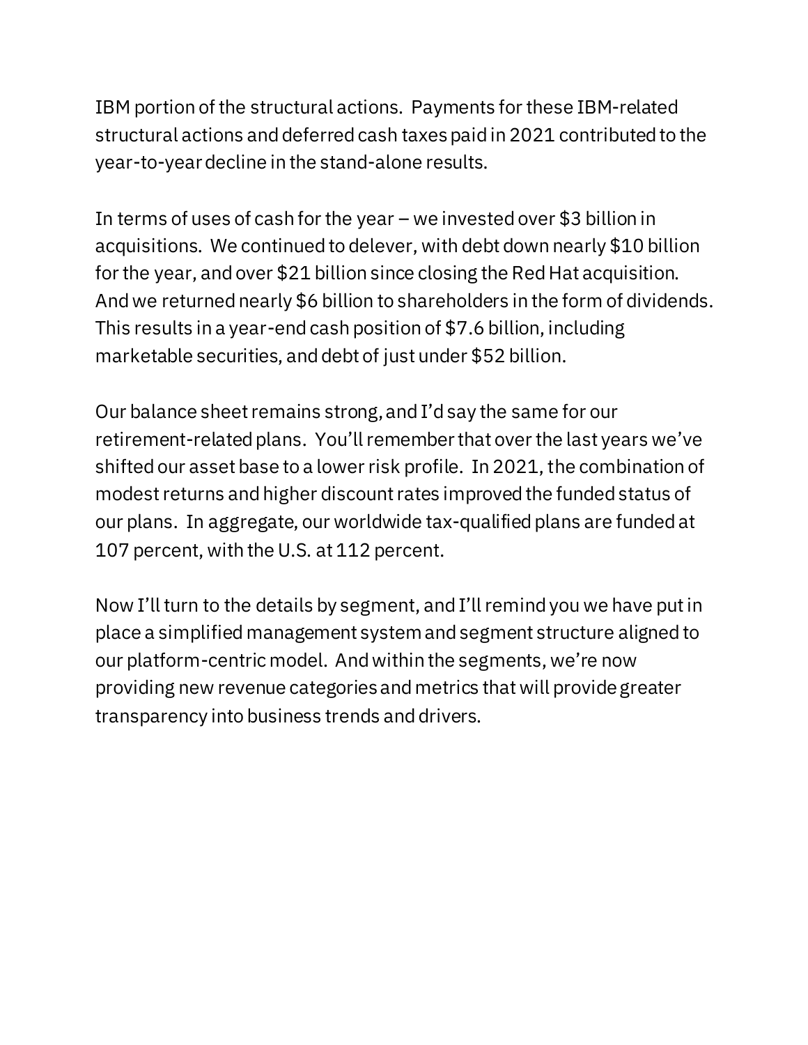IBM portion of the structural actions. Payments for these IBM-related structural actions and deferred cash taxes paid in 2021 contributed to the year-to-year decline in the stand-alone results.

In terms of uses of cash for the year – we invested over $3 billion in acquisitions. We continued to delever, with debt down nearly $10 billion for the year, and over $21 billion since closing the Red Hat acquisition. And we returned nearly $6 billion to shareholders in the form of dividends. This results in a year-end cash position of $7.6 billion, including marketable securities, and debt of just under $52 billion.

Our balance sheet remains strong, and I'd say the same for our retirement-related plans. You'll remember that over the last years we've shifted our asset base to a lower risk profile. In 2021, the combination of modest returns and higher discount rates improved the funded status of our plans. In aggregate, our worldwide tax-qualified plans are funded at 107 percent, with the U.S. at 112 percent.

Now I'll turn to the details by segment, and I'll remind you we have put in place a simplified management system and segment structure aligned to our platform-centric model. And within the segments, we're now providing new revenue categories and metrics that will provide greater transparency into business trends and drivers.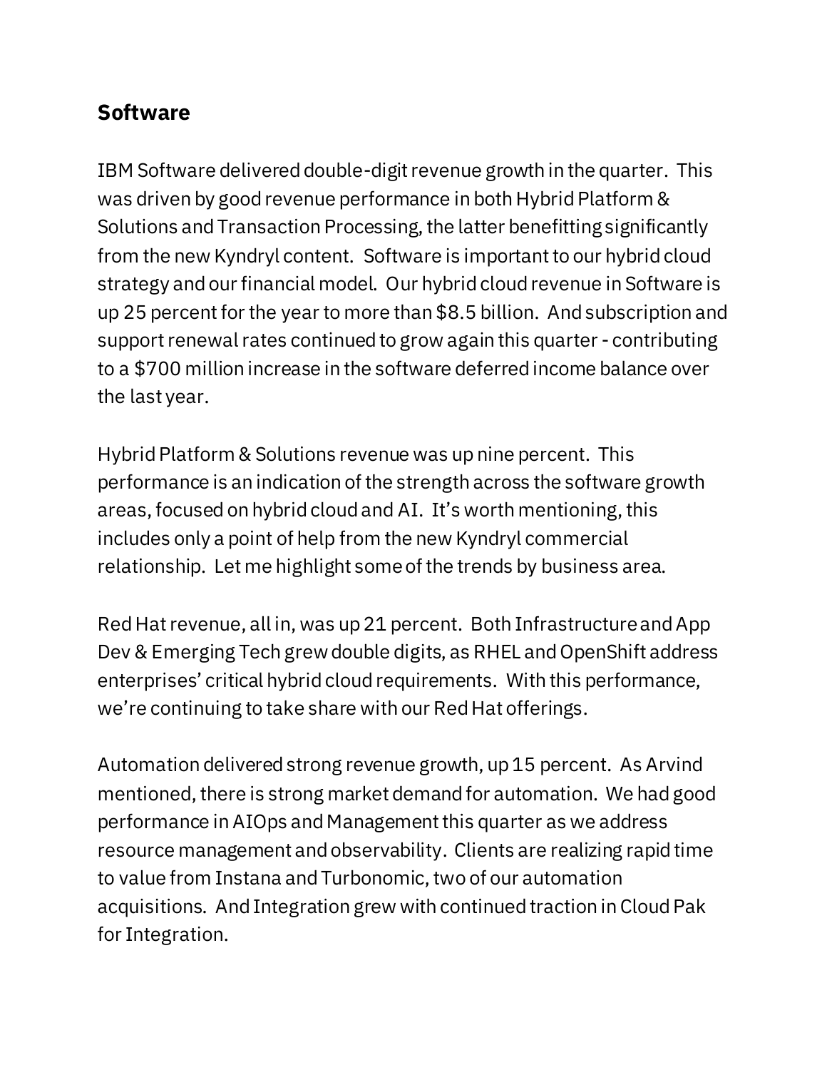## Software

IBM Software delivered double-digit revenue growth in the quarter. This was driven by good revenue performance in both Hybrid Platform & Solutions and Transaction Processing, the latter benefitting significantly from the new Kyndryl content. Software is important to our hybrid cloud strategy and our financial model. Our hybrid cloud revenue in Software is up 25 percent for the year to more than $8.5 billion. And subscription and support renewal rates continued to grow again this quarter - contributing to a $700 million increase in the software deferred income balance over the last year.

Hybrid Platform & Solutions revenue was up nine percent. This performance is an indication of the strength across the software growth areas, focused on hybrid cloud and AI. It's worth mentioning, this includes only a point of help from the new Kyndryl commercial relationship. Let me highlight some of the trends by business area.

Red Hat revenue, all in, was up 21 percent. Both Infrastructure and App Dev & Emerging Tech grew double digits, as RHEL and OpenShift address enterprises' critical hybrid cloud requirements. With this performance, we're continuing to take share with our Red Hat offerings.

Automation delivered strong revenue growth, up 15 percent. As Arvind mentioned, there is strong market demand for automation. We had good performance in AIOps and Management this quarter as we address resource management and observability. Clients are realizing rapid time to value from Instana and Turbonomic, two of our automation acquisitions. And Integration grew with continued traction in Cloud Pak for Integration.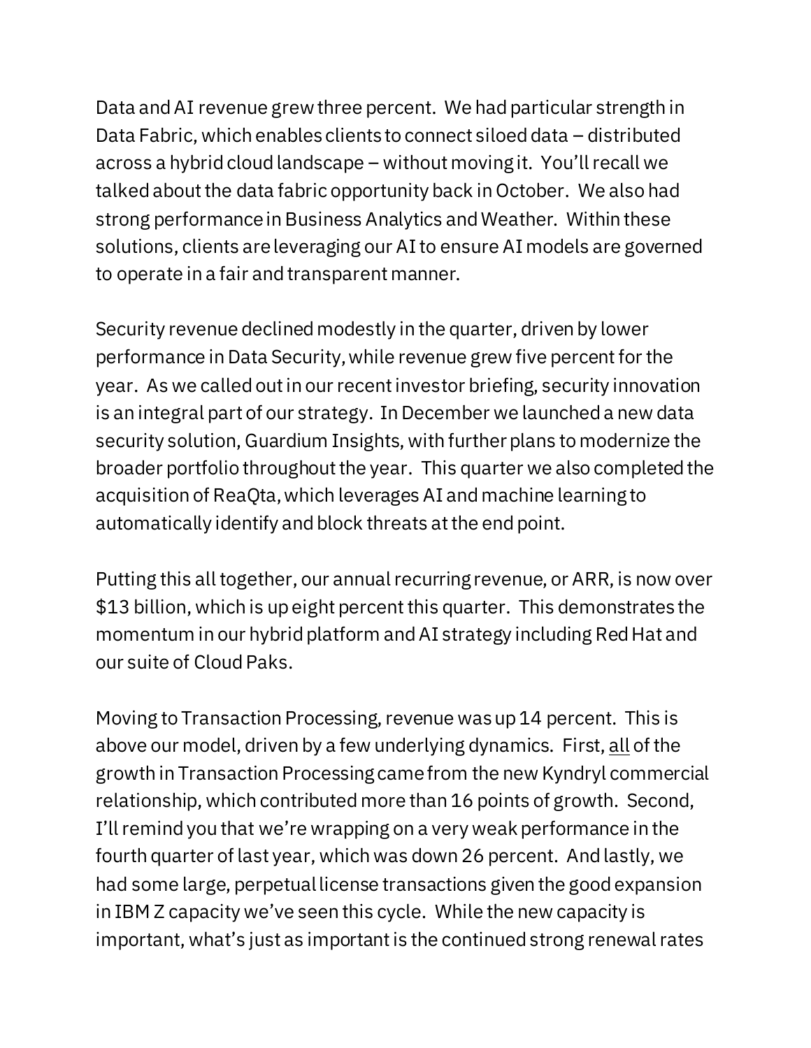Data and AI revenue grew three percent. We had particular strength in Data Fabric, which enables clients to connect siloed data – distributed across a hybrid cloud landscape – without moving it. You'll recall we talked about the data fabric opportunity back in October. We also had strong performance in Business Analytics and Weather. Within these solutions, clients are leveraging our AI to ensure AI models are governed to operate in a fair and transparent manner.

Security revenue declined modestly in the quarter, driven by lower performance in Data Security, while revenue grew five percent for the year. As we called out in our recent investor briefing, security innovation is an integral part of our strategy. In December we launched a new data security solution, Guardium Insights, with further plans to modernize the broader portfolio throughout the year. This quarter we also completed the acquisition of ReaQta, which leverages AI and machine learning to automatically identify and block threats at the end point.

Putting this all together, our annual recurring revenue, or ARR, is now over $13 billion, which is up eight percent this quarter. This demonstrates the momentum in our hybrid platform and AI strategy including Red Hat and our suite of Cloud Paks.

Moving to Transaction Processing, revenue was up 14 percent. This is above our model, driven by a few underlying dynamics. First, <u>all</u> of the growth in Transaction Processing came from the new Kyndryl commercial relationship, which contributed more than 16 points of growth. Second, I'll remind you that we're wrapping on a very weak performance in the fourth quarter of last year, which was down 26 percent. And lastly, we had some large, perpetual license transactions given the good expansion in IBM Z capacity we've seen this cycle. While the new capacity is important, what's just as important is the continued strong renewal rates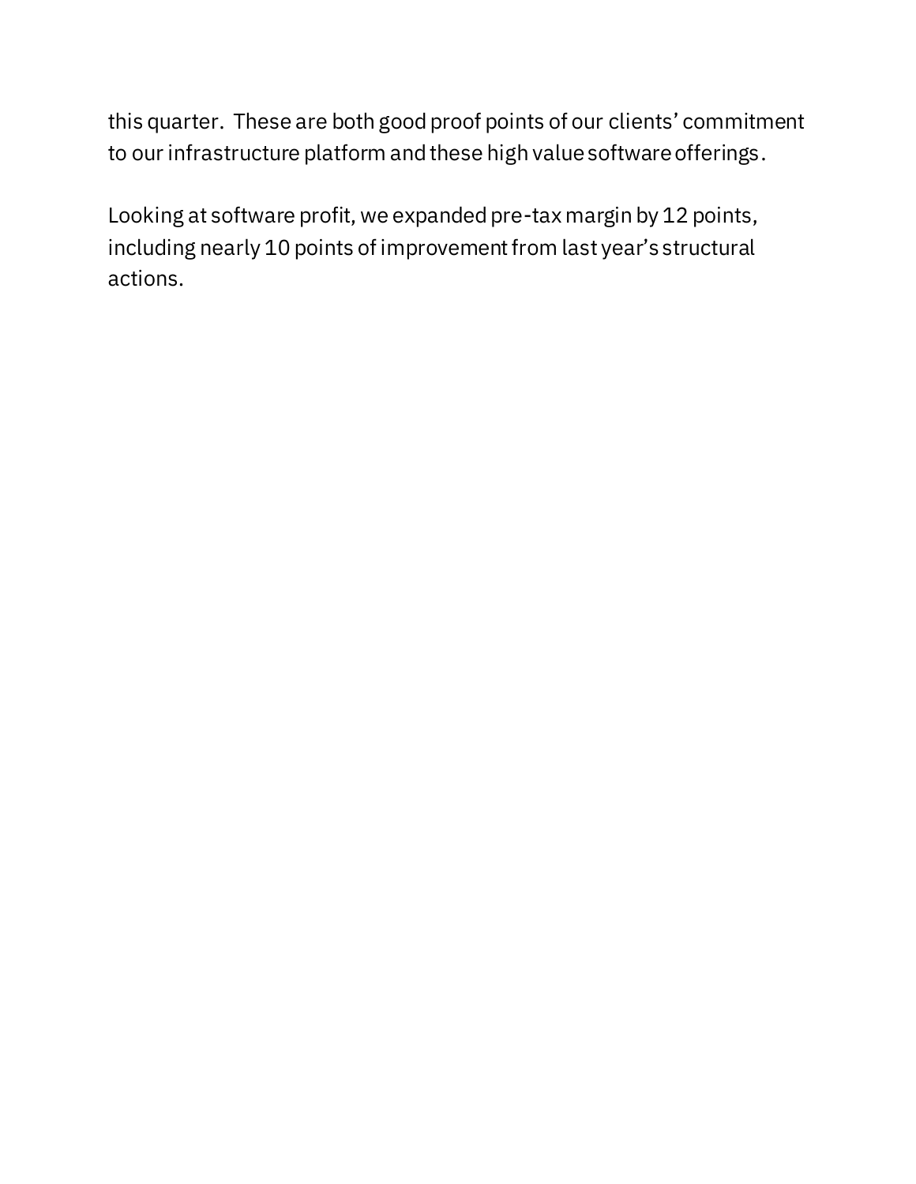this quarter. These are both good proof points of our clients' commitment to our infrastructure platform and these high value software offerings.

Looking at software profit, we expanded pre-tax margin by 12 points, including nearly 10 points of improvement from last year's structural actions.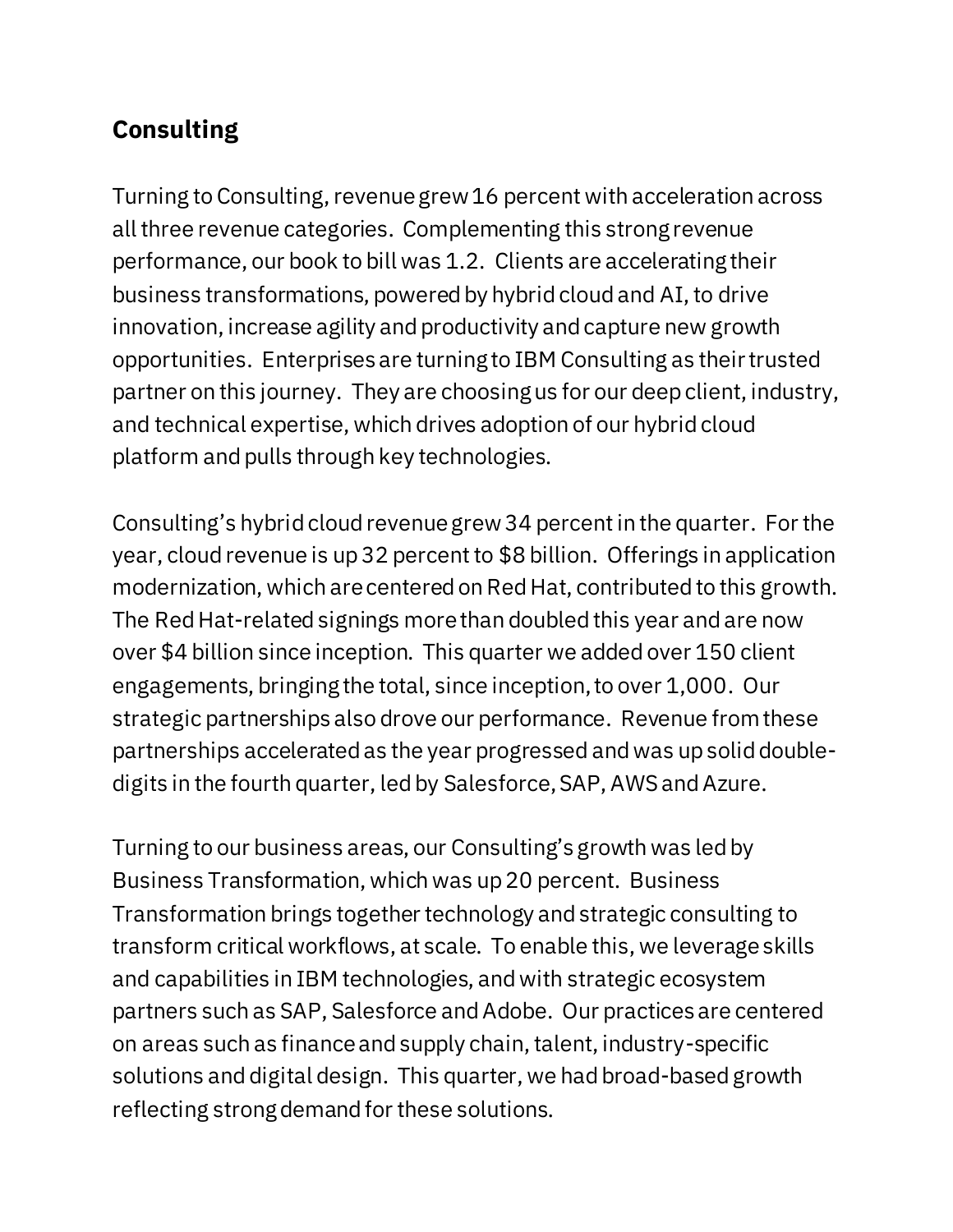## Consulting

Turning to Consulting, revenue grew 16 percent with acceleration across all three revenue categories. Complementing this strong revenue performance, our book to bill was 1.2. Clients are accelerating their business transformations, powered by hybrid cloud and AI, to drive innovation, increase agility and productivity and capture new growth opportunities. Enterprises are turning to IBM Consulting as their trusted partner on this journey. They are choosing us for our deep client, industry, and technical expertise, which drives adoption of our hybrid cloud platform and pulls through key technologies.

Consulting's hybrid cloud revenue grew 34 percent in the quarter. For the year, cloud revenue is up 32 percent to $8 billion. Offerings in application modernization, which are centered on Red Hat, contributed to this growth. The Red Hat-related signings more than doubled this year and are now over $4 billion since inception. This quarter we added over 150 client engagements, bringing the total, since inception, to over 1,000. Our strategic partnerships also drove our performance. Revenue from these partnerships accelerated as the year progressed and was up solid double-digits in the fourth quarter, led by Salesforce, SAP, AWS and Azure.

Turning to our business areas, our Consulting's growth was led by Business Transformation, which was up 20 percent. Business Transformation brings together technology and strategic consulting to transform critical workflows, at scale. To enable this, we leverage skills and capabilities in IBM technologies, and with strategic ecosystem partners such as SAP, Salesforce and Adobe. Our practices are centered on areas such as finance and supply chain, talent, industry-specific solutions and digital design. This quarter, we had broad-based growth reflecting strong demand for these solutions.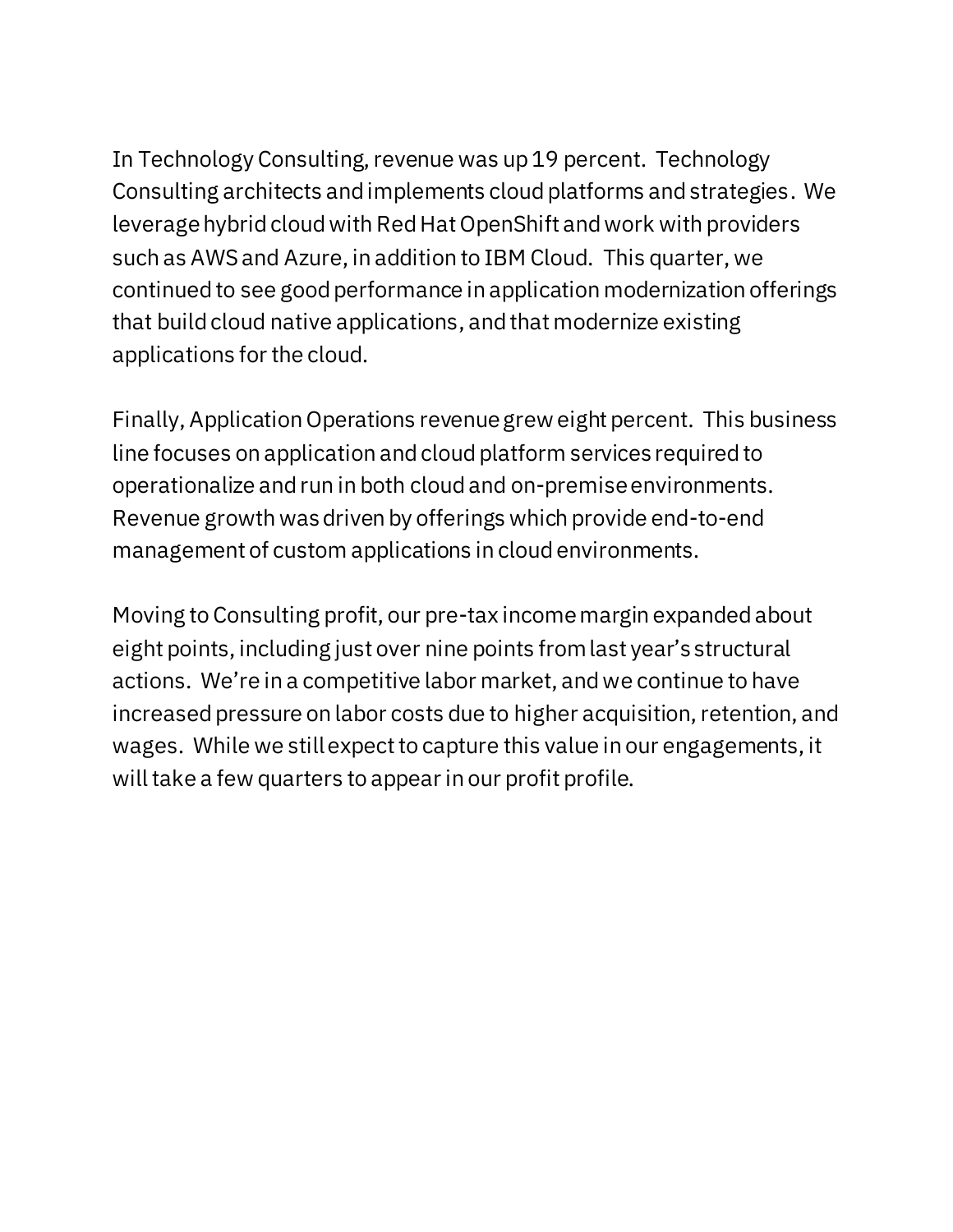In Technology Consulting, revenue was up 19 percent. Technology Consulting architects and implements cloud platforms and strategies. We leverage hybrid cloud with Red Hat OpenShift and work with providers such as AWS and Azure, in addition to IBM Cloud. This quarter, we continued to see good performance in application modernization offerings that build cloud native applications, and that modernize existing applications for the cloud.

Finally, Application Operations revenue grew eight percent. This business line focuses on application and cloud platform services required to operationalize and run in both cloud and on-premise environments. Revenue growth was driven by offerings which provide end-to-end management of custom applications in cloud environments.

Moving to Consulting profit, our pre-tax income margin expanded about eight points, including just over nine points from last year's structural actions. We're in a competitive labor market, and we continue to have increased pressure on labor costs due to higher acquisition, retention, and wages. While we still expect to capture this value in our engagements, it will take a few quarters to appear in our profit profile.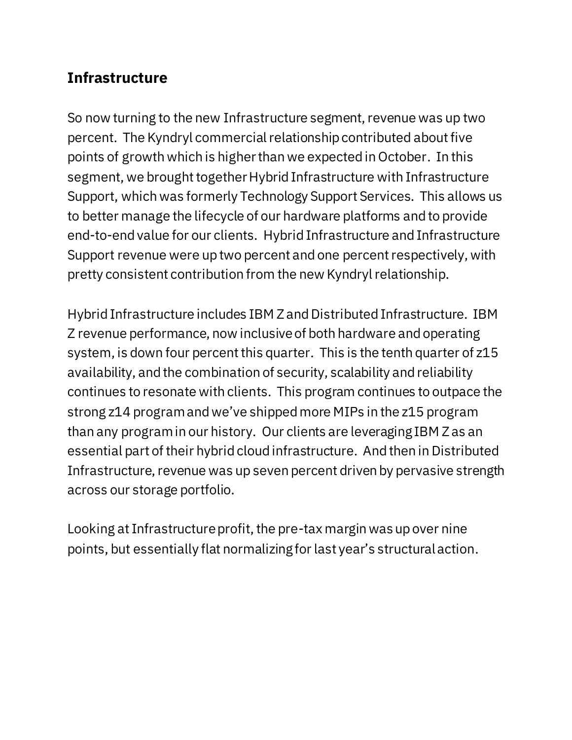## Infrastructure

So now turning to the new Infrastructure segment, revenue was up two percent. The Kyndryl commercial relationship contributed about five points of growth which is higher than we expected in October. In this segment, we brought together Hybrid Infrastructure with Infrastructure Support, which was formerly Technology Support Services. This allows us to better manage the lifecycle of our hardware platforms and to provide end-to-end value for our clients. Hybrid Infrastructure and Infrastructure Support revenue were up two percent and one percent respectively, with pretty consistent contribution from the new Kyndryl relationship.

Hybrid Infrastructure includes IBM Z and Distributed Infrastructure. IBM Z revenue performance, now inclusive of both hardware and operating system, is down four percent this quarter. This is the tenth quarter of z15 availability, and the combination of security, scalability and reliability continues to resonate with clients. This program continues to outpace the strong z14 program and we've shipped more MIPs in the z15 program than any program in our history. Our clients are leveraging IBM Z as an essential part of their hybrid cloud infrastructure. And then in Distributed Infrastructure, revenue was up seven percent driven by pervasive strength across our storage portfolio.

Looking at Infrastructure profit, the pre-tax margin was up over nine points, but essentially flat normalizing for last year's structural action.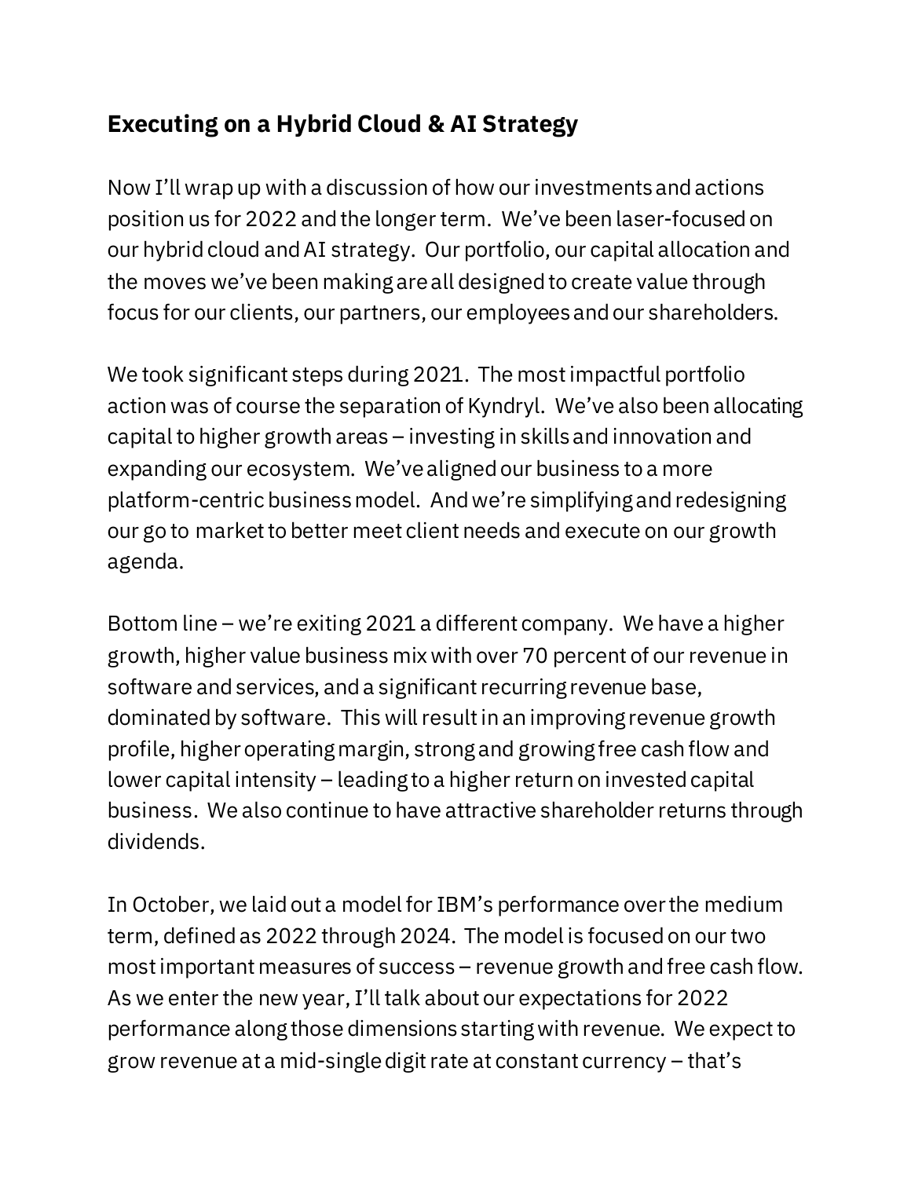## Executing on a Hybrid Cloud & AI Strategy

Now I'll wrap up with a discussion of how our investments and actions position us for 2022 and the longer term. We've been laser-focused on our hybrid cloud and AI strategy. Our portfolio, our capital allocation and the moves we've been making are all designed to create value through focus for our clients, our partners, our employees and our shareholders.

We took significant steps during 2021. The most impactful portfolio action was of course the separation of Kyndryl. We've also been allocating capital to higher growth areas – investing in skills and innovation and expanding our ecosystem. We've aligned our business to a more platform-centric business model. And we're simplifying and redesigning our go to market to better meet client needs and execute on our growth agenda.

Bottom line – we're exiting 2021 a different company. We have a higher growth, higher value business mix with over 70 percent of our revenue in software and services, and a significant recurring revenue base, dominated by software. This will result in an improving revenue growth profile, higher operating margin, strong and growing free cash flow and lower capital intensity – leading to a higher return on invested capital business. We also continue to have attractive shareholder returns through dividends.

In October, we laid out a model for IBM's performance over the medium term, defined as 2022 through 2024. The model is focused on our two most important measures of success – revenue growth and free cash flow. As we enter the new year, I'll talk about our expectations for 2022 performance along those dimensions starting with revenue. We expect to grow revenue at a mid-single digit rate at constant currency – that's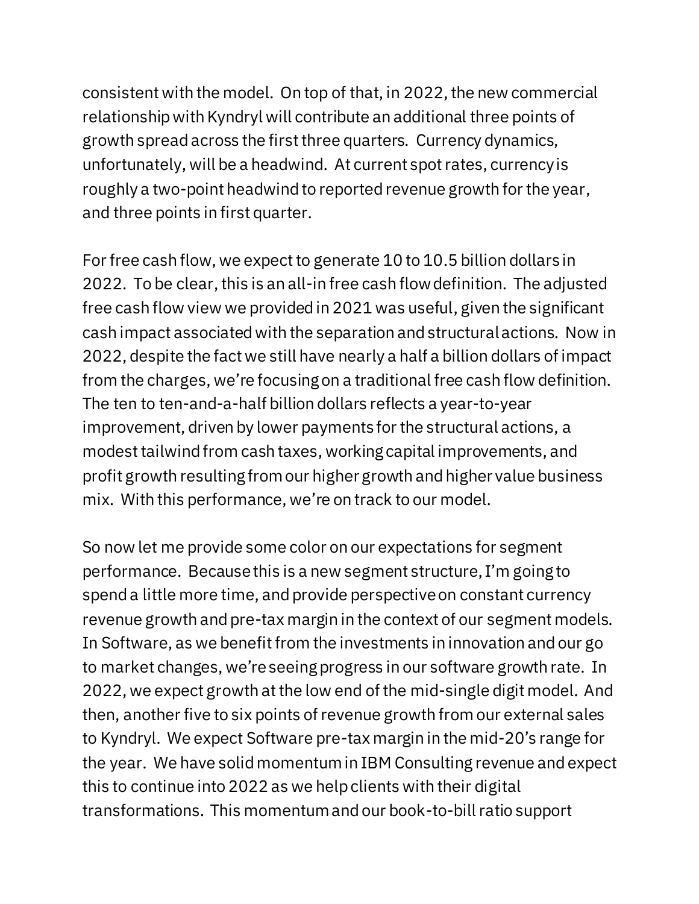consistent with the model. On top of that, in 2022, the new commercial relationship with Kyndryl will contribute an additional three points of growth spread across the first three quarters. Currency dynamics, unfortunately, will be a headwind. At current spot rates, currency is roughly a two-point headwind to reported revenue growth for the year, and three points in first quarter.

For free cash flow, we expect to generate 10 to 10.5 billion dollars in 2022. To be clear, this is an all-in free cash flow definition. The adjusted free cash flow view we provided in 2021 was useful, given the significant cash impact associated with the separation and structural actions. Now in 2022, despite the fact we still have nearly a half a billion dollars of impact from the charges, we're focusing on a traditional free cash flow definition. The ten to ten-and-a-half billion dollars reflects a year-to-year improvement, driven by lower payments for the structural actions, a modest tailwind from cash taxes, working capital improvements, and profit growth resulting from our higher growth and higher value business mix. With this performance, we're on track to our model.

So now let me provide some color on our expectations for segment performance. Because this is a new segment structure, I'm going to spend a little more time, and provide perspective on constant currency revenue growth and pre-tax margin in the context of our segment models. In Software, as we benefit from the investments in innovation and our go to market changes, we're seeing progress in our software growth rate. In 2022, we expect growth at the low end of the mid-single digit model. And then, another five to six points of revenue growth from our external sales to Kyndryl. We expect Software pre-tax margin in the mid-20's range for the year. We have solid momentum in IBM Consulting revenue and expect this to continue into 2022 as we help clients with their digital transformations. This momentum and our book-to-bill ratio support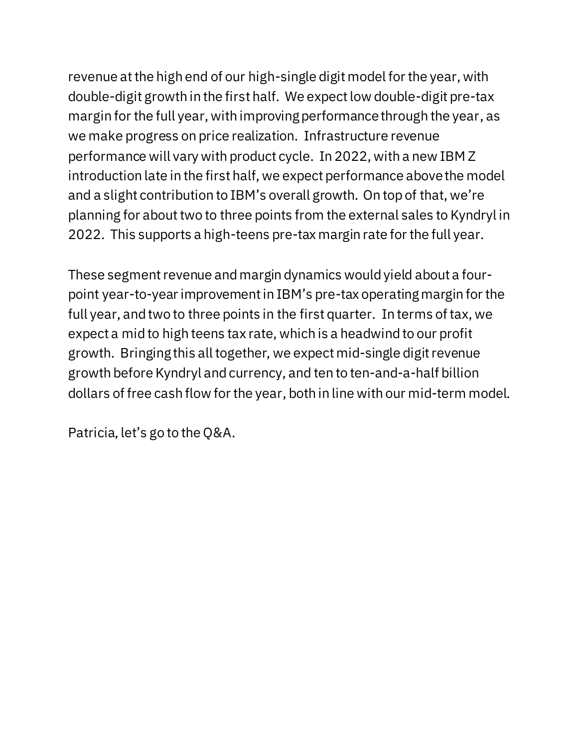revenue at the high end of our high-single digit model for the year, with double-digit growth in the first half. We expect low double-digit pre-tax margin for the full year, with improving performance through the year, as we make progress on price realization. Infrastructure revenue performance will vary with product cycle. In 2022, with a new IBM Z introduction late in the first half, we expect performance above the model and a slight contribution to IBM's overall growth. On top of that, we're planning for about two to three points from the external sales to Kyndryl in 2022. This supports a high-teens pre-tax margin rate for the full year.

These segment revenue and margin dynamics would yield about a four-point year-to-year improvement in IBM's pre-tax operating margin for the full year, and two to three points in the first quarter. In terms of tax, we expect a mid to high teens tax rate, which is a headwind to our profit growth. Bringing this all together, we expect mid-single digit revenue growth before Kyndryl and currency, and ten to ten-and-a-half billion dollars of free cash flow for the year, both in line with our mid-term model.

Patricia, let's go to the Q&A.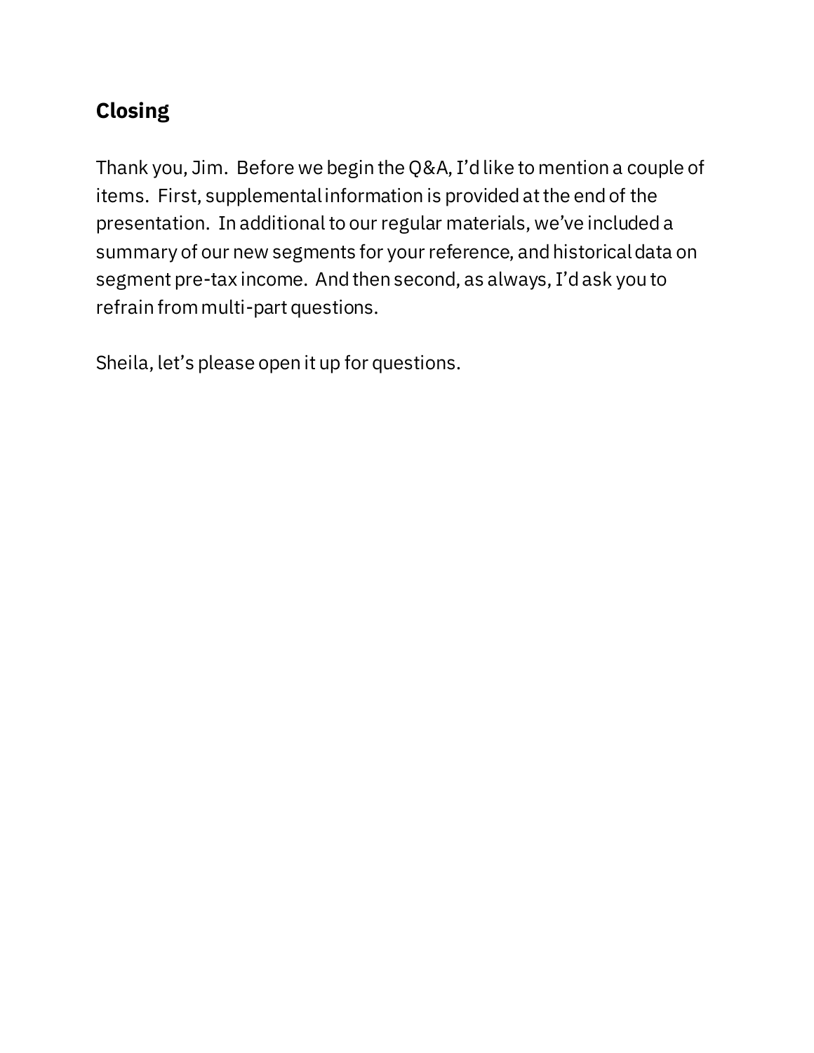## Closing

Thank you, Jim. Before we begin the Q&A, I'd like to mention a couple of items. First, supplemental information is provided at the end of the presentation. In additional to our regular materials, we've included a summary of our new segments for your reference, and historical data on segment pre-tax income. And then second, as always, I'd ask you to refrain from multi-part questions.

Sheila, let's please open it up for questions.